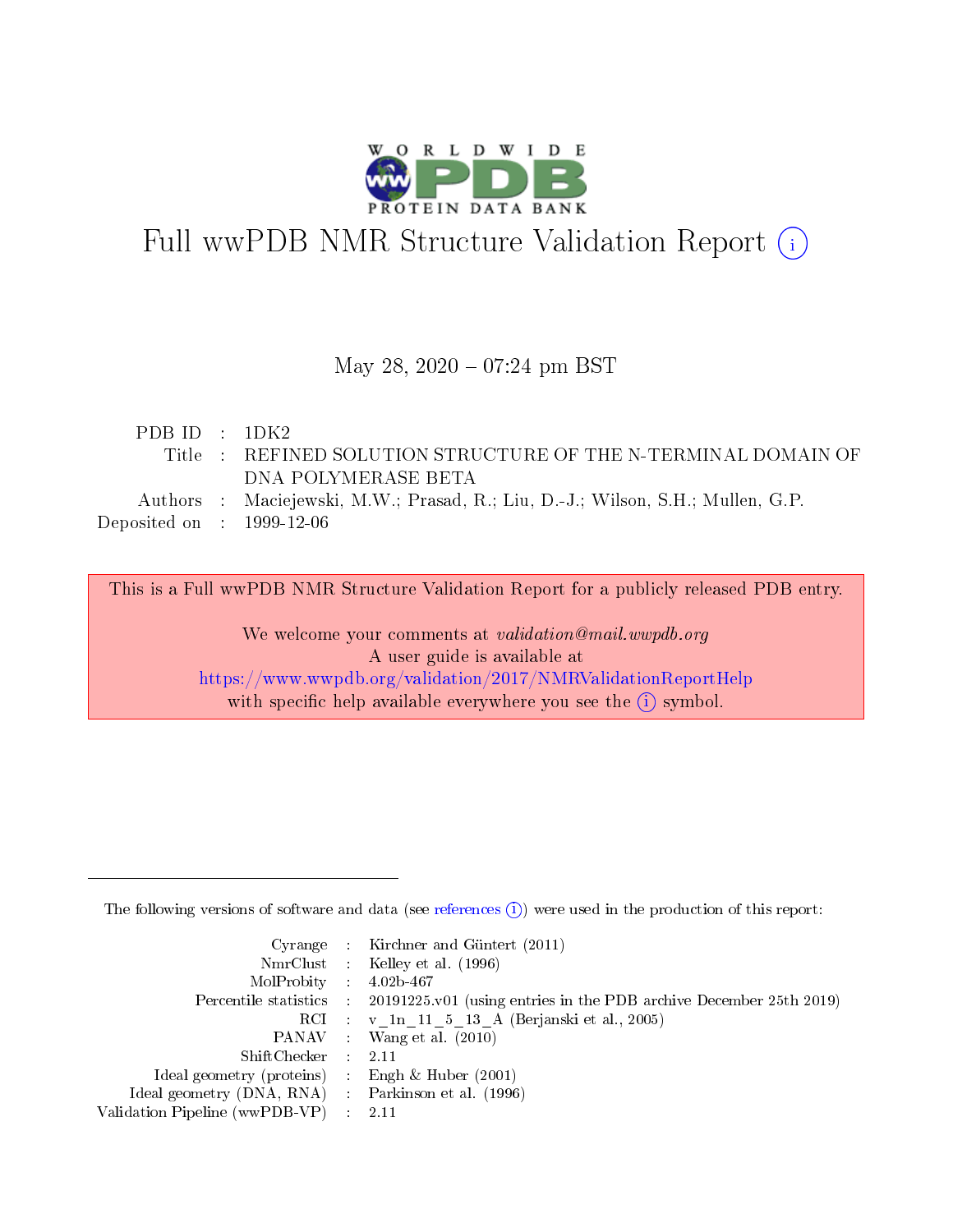# Full wwPDB NMR Structure Validation Report (i)

May 28, 2020 – 07:24 pm BST

| | | |
|---|---|---|
| PDB ID | : | 1DK2 |
| Title | : | REFINED SOLUTION STRUCTURE OF THE N-TERMINAL DOMAIN OF DNA POLYMERASE BETA |
| Authors | : | Maciejewski, M.W.; Prasad, R.; Liu, D.-J.; Wilson, S.H.; Mullen, G.P. |
| Deposited on | : | 1999-12-06 |

This is a Full wwPDB NMR Structure Validation Report for a publicly released PDB entry.

We welcome your comments at *validation@mail.wwpdb.org*
A user guide is available at
https://www.wwpdb.org/validation/2017/NMRValidationReportHelp
with specific help available everywhere you see the (i) symbol.

---

The following versions of software and data (see references (i)) were used in the production of this report:

| | | |
|---|---|---|
| Cyrange | : | Kirchner and Güntert (2011) |
| NmrClust | : | Kelley et al. (1996) |
| MolProbity | : | 4.02b-467 |
| Percentile statistics | : | 20191225.v01 (using entries in the PDB archive December 25th 2019) |
| RCI | : | v_1n_11_5_13_A (Berjanski et al., 2005) |
| PANAV | : | Wang et al. (2010) |
| ShiftChecker | : | 2.11 |
| Ideal geometry (proteins) | : | Engh & Huber (2001) |
| Ideal geometry (DNA, RNA) | : | Parkinson et al. (1996) |
| Validation Pipeline (wwPDB-VP) | : | 2.11 |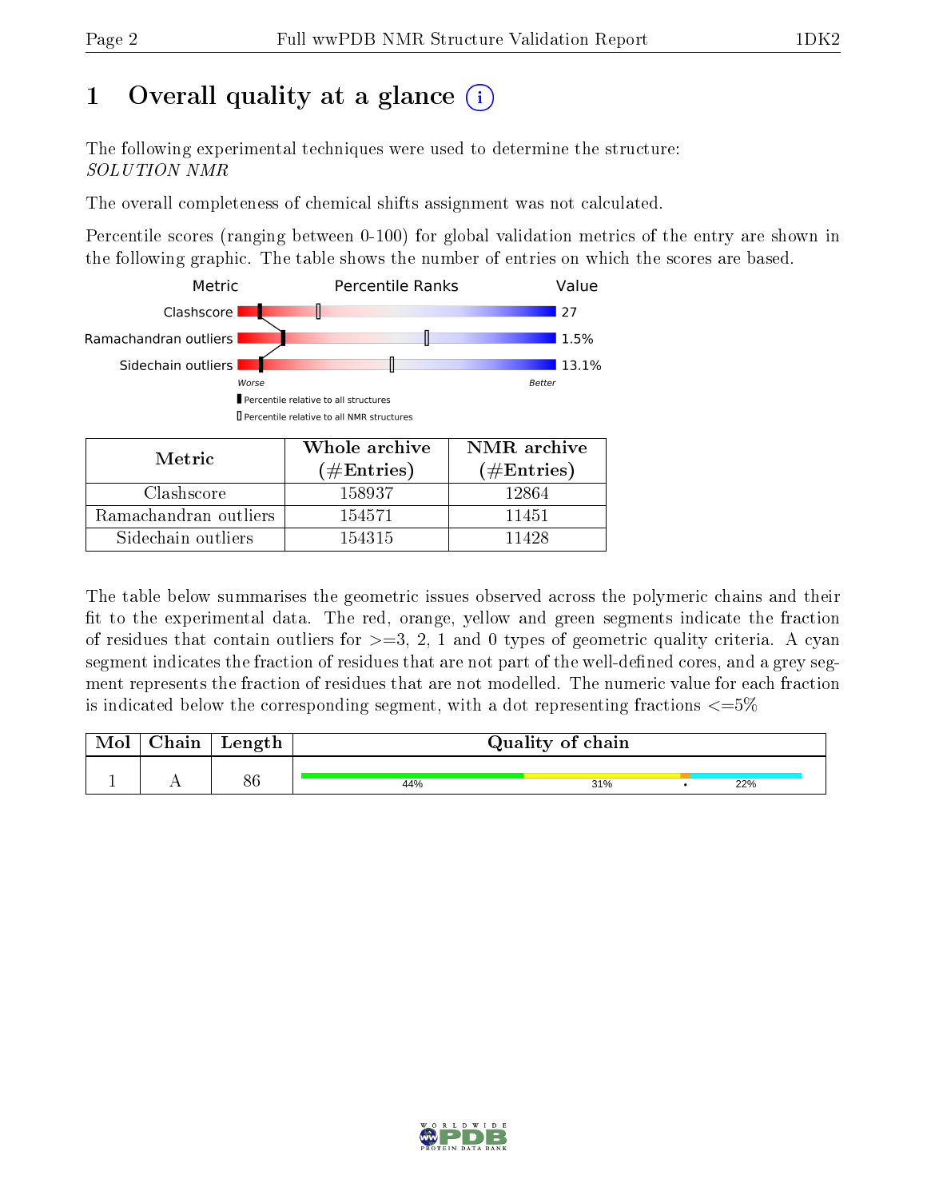# 1 Overall quality at a glance (i)

The following experimental techniques were used to determine the structure:
*SOLUTION NMR*

The overall completeness of chemical shifts assignment was not calculated.

Percentile scores (ranging between 0-100) for global validation metrics of the entry are shown in the following graphic. The table shows the number of entries on which the scores are based.

| Metric | Percentile Ranks | Value |
|---|---|---|
| Clashscore | | 27 |
| Ramachandran outliers | | 1.5% |
| Sidechain outliers | | 13.1% |

Worse — Better

▌Percentile relative to all structures
▯Percentile relative to all NMR structures

| Metric | Whole archive (#Entries) | NMR archive (#Entries) |
|---|---|---|
| Clashscore | 158937 | 12864 |
| Ramachandran outliers | 154571 | 11451 |
| Sidechain outliers | 154315 | 11428 |

The table below summarises the geometric issues observed across the polymeric chains and their fit to the experimental data. The red, orange, yellow and green segments indicate the fraction of residues that contain outliers for >=3, 2, 1 and 0 types of geometric quality criteria. A cyan segment indicates the fraction of residues that are not part of the well-defined cores, and a grey segment represents the fraction of residues that are not modelled. The numeric value for each fraction is indicated below the corresponding segment, with a dot representing fractions <=5%

| Mol | Chain | Length | Quality of chain |
|---|---|---|---|
| 1 | A | 86 | 44% · 31% · • · 22% |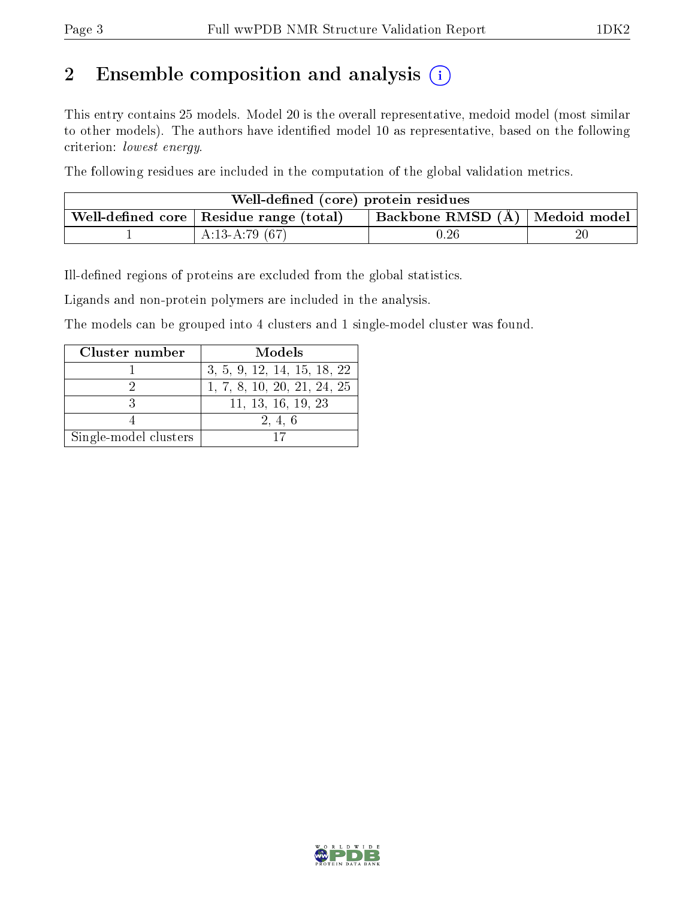## 2 Ensemble composition and analysis

This entry contains 25 models. Model 20 is the overall representative, medoid model (most similar to other models). The authors have identified model 10 as representative, based on the following criterion: *lowest energy*.

The following residues are included in the computation of the global validation metrics.

| Well-defined (core) protein residues | | | |
|---|---|---|---|
| Well-defined core | Residue range (total) | Backbone RMSD (Å) | Medoid model |
| 1 | A:13-A:79 (67) | 0.26 | 20 |

Ill-defined regions of proteins are excluded from the global statistics.

Ligands and non-protein polymers are included in the analysis.

The models can be grouped into 4 clusters and 1 single-model cluster was found.

| Cluster number | Models |
|---|---|
| 1 | 3, 5, 9, 12, 14, 15, 18, 22 |
| 2 | 1, 7, 8, 10, 20, 21, 24, 25 |
| 3 | 11, 13, 16, 19, 23 |
| 4 | 2, 4, 6 |
| Single-model clusters | 17 |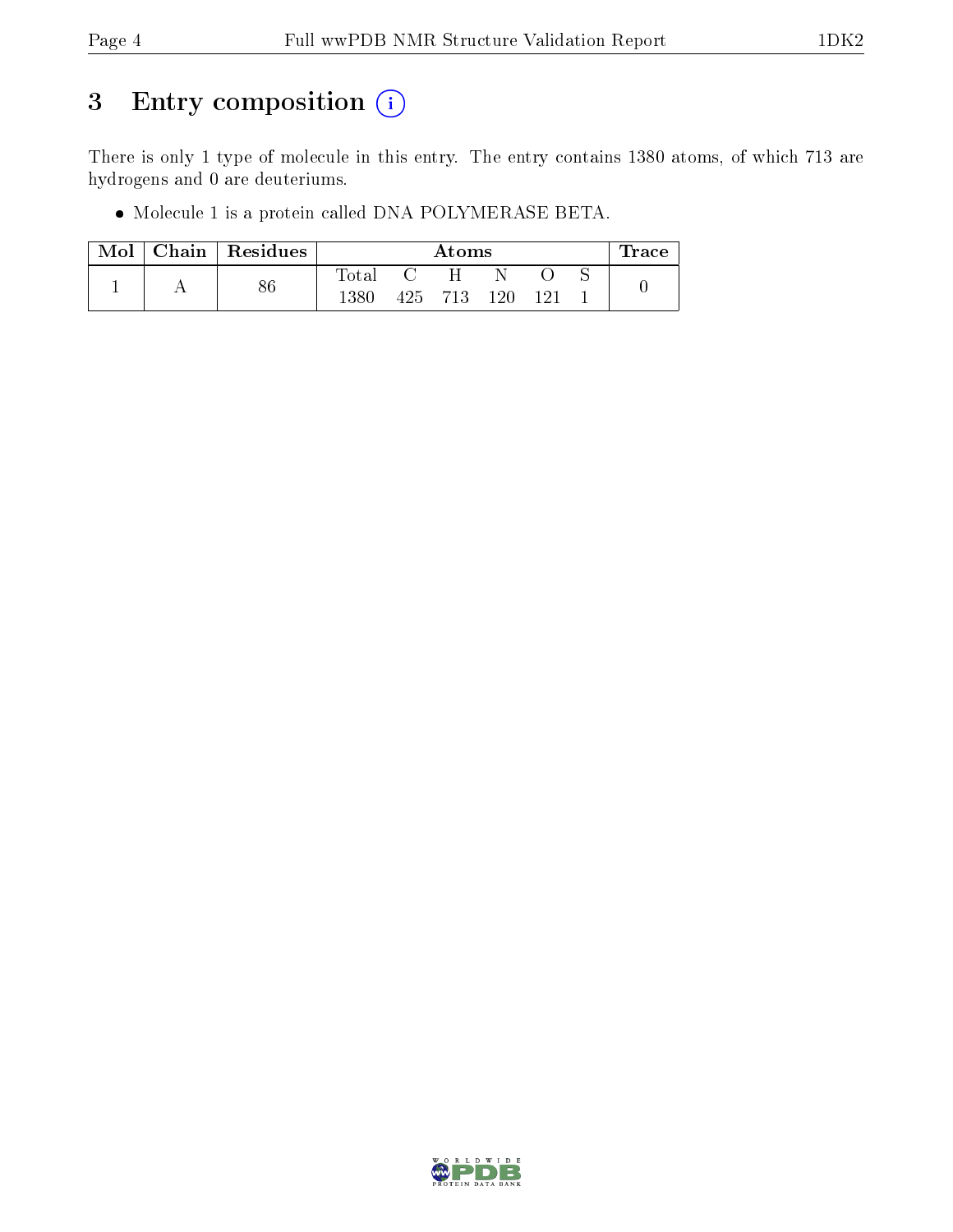# 3 Entry composition (i)

There is only 1 type of molecule in this entry. The entry contains 1380 atoms, of which 713 are hydrogens and 0 are deuteriums.

- Molecule 1 is a protein called DNA POLYMERASE BETA.

| Mol | Chain | Residues | Atoms | | | | | | Trace |
|---|---|---|---|---|---|---|---|---|---|
| | | | Total | C | H | N | O | S | |
| 1 | A | 86 | 1380 | 425 | 713 | 120 | 121 | 1 | 0 |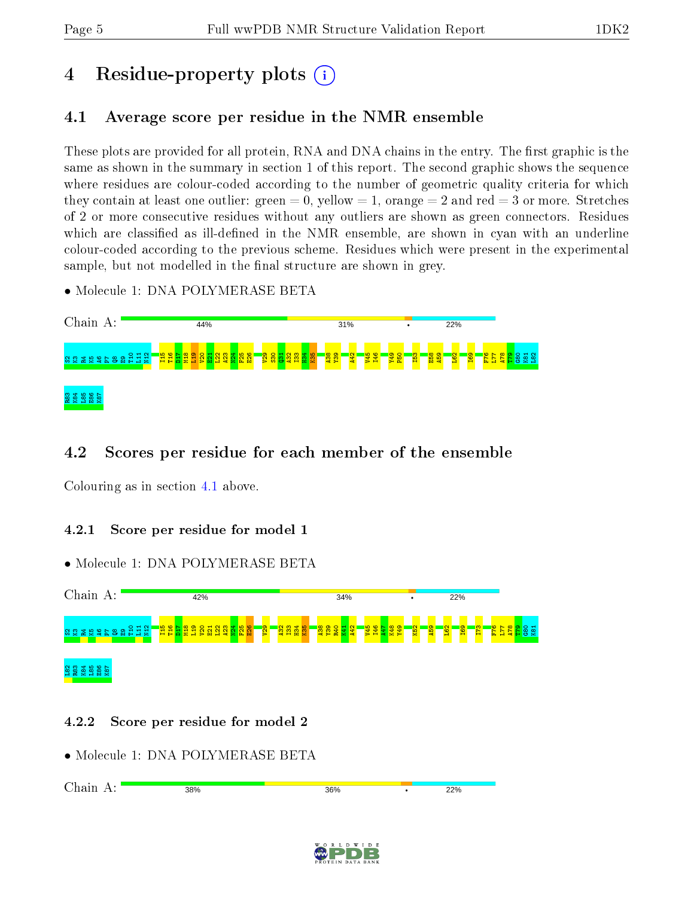# 4 Residue-property plots

## 4.1 Average score per residue in the NMR ensemble

These plots are provided for all protein, RNA and DNA chains in the entry. The first graphic is the same as shown in the summary in section 1 of this report. The second graphic shows the sequence where residues are colour-coded according to the number of geometric quality criteria for which they contain at least one outlier: green = 0, yellow = 1, orange = 2 and red = 3 or more. Stretches of 2 or more consecutive residues without any outliers are shown as green connectors. Residues which are classified as ill-defined in the NMR ensemble, are shown in cyan with an underline colour-coded according to the previous scheme. Residues which were present in the experimental sample, but not modelled in the final structure are shown in grey.

- Molecule 1: DNA POLYMERASE BETA

Chain A: 44% · 31% · • · 22%

S2 K3 R4 K5 A6 P7 Q8 E9 T10 L11 N12 I15 T16 D17 M18 L19 V20 E21 L22 A23 N24 F25 E26 V29 S30 Q31 A32 I33 H34 K35 A38 Y39 A42 V45 I46 Y49 P50 I53 E58 A59 L62 I69 F76 L77 A78 T79 G80 K81 L82 R83 K84 L85 E86 K87

## 4.2 Scores per residue for each member of the ensemble

Colouring as in section 4.1 above.

### 4.2.1 Score per residue for model 1

- Molecule 1: DNA POLYMERASE BETA

Chain A: 42% · 34% · • · 22%

S2 K3 R4 K5 A6 P7 Q8 E9 T10 L11 N12 I15 T16 D17 M18 L19 V20 E21 L22 A23 N24 F25 E26 V29 A32 I33 H34 K35 A38 Y39 R40 K41 A42 V45 I46 A47 K48 Y49 K52 A59 L62 I69 I73 F76 L77 A78 T79 G80 K81 L82 R83 K84 L85 E86 K87

### 4.2.2 Score per residue for model 2

- Molecule 1: DNA POLYMERASE BETA

Chain A: 38% · 36% · • · 22%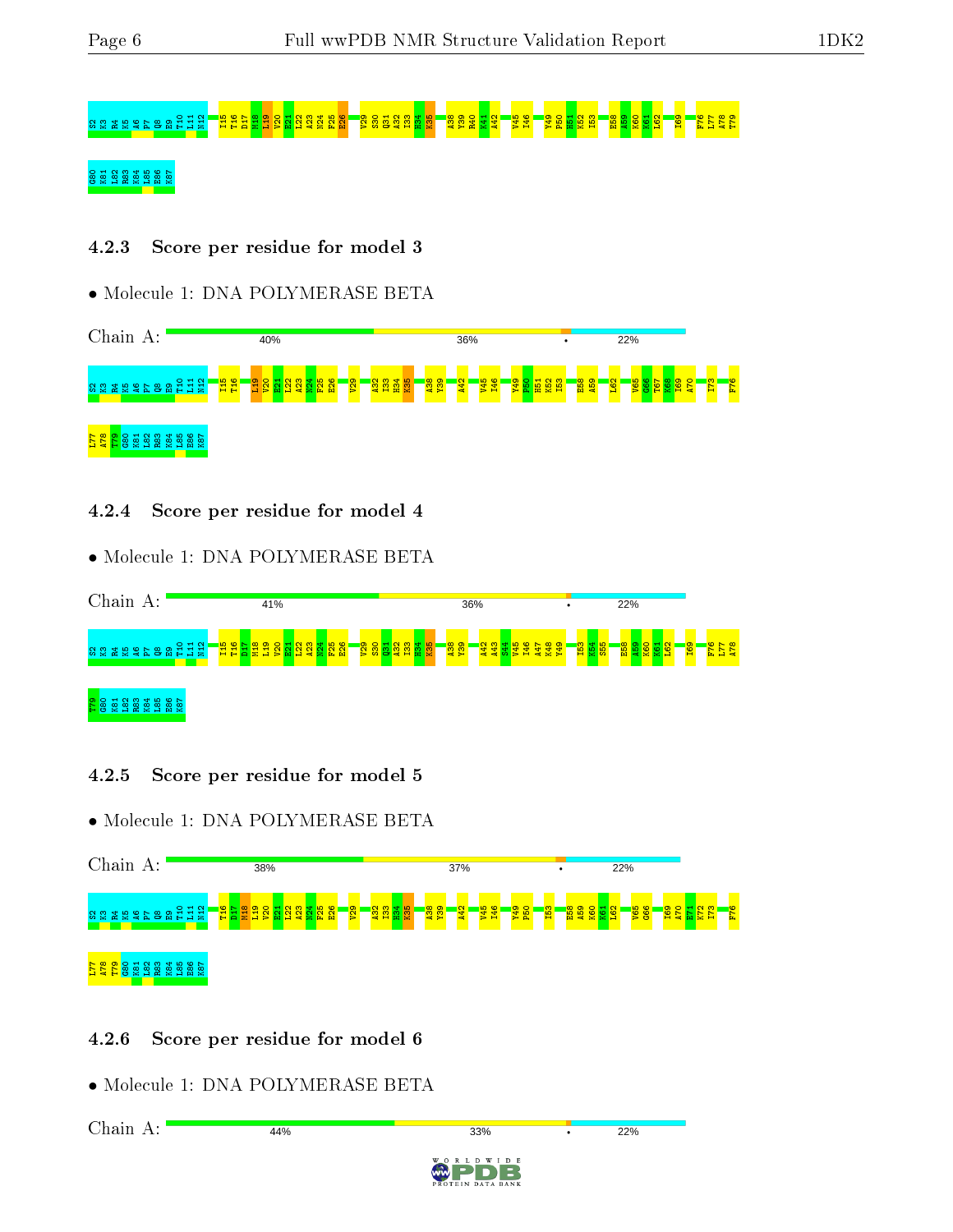S2 K3 R4 K5 A6 P7 Q8 E9 T10 L11 N12 I15 T16 D17 M18 L19 V20 E21 L22 A23 N24 F25 E26 V29 S30 Q31 A32 I33 H34 K35 A38 Y39 R40 K41 A42 V45 I46 Y49 P50 H51 K52 I53 E58 A59 K60 K61 L62 I69 F76 L77 A78 T79

G80 K81 L82 R83 K84 L85 E86 K87

### 4.2.3 Score per residue for model 3

• Molecule 1: DNA POLYMERASE BETA

Chain A: 40% | 36% | • | 22%

S2 K3 R4 K5 A6 P7 Q8 E9 T10 L11 N12 I15 T16 L19 V20 E21 L22 A23 N24 F25 E26 V29 A32 I33 H34 K35 A38 Y39 A42 V45 I46 Y49 P50 H51 K52 I53 E58 A59 L62 V65 G66 T67 K68 I69 A70 I73 F76

L77 A78 T79 G80 K81 L82 R83 K84 L85 E86 K87

### 4.2.4 Score per residue for model 4

• Molecule 1: DNA POLYMERASE BETA

Chain A: 41% | 36% | • | 22%

S2 K3 R4 K5 A6 P7 Q8 E9 T10 L11 N12 I15 T16 D17 M18 L19 V20 E21 L22 A23 N24 F25 E26 V29 S30 Q31 A32 I33 H34 K35 A38 Y39 A42 A43 S44 V45 I46 A47 K48 Y49 I53 K54 S55 E58 A59 K60 K61 L62 I69 F76 L77 A78

T79 G80 K81 L82 R83 K84 L85 E86 K87

### 4.2.5 Score per residue for model 5

• Molecule 1: DNA POLYMERASE BETA

Chain A: 38% | 37% | • | 22%

S2 K3 R4 K5 A6 P7 Q8 E9 T10 L11 N12 T16 D17 M18 L19 V20 E21 L22 A23 N24 F25 E26 V29 A32 I33 H34 K35 A38 Y39 A42 V45 I46 Y49 P50 I53 E58 A59 K60 K61 L62 V65 G66 I69 A70 E71 K72 I73 F76

L77 A78 T79 G80 K81 L82 R83 K84 L85 E86 K87

### 4.2.6 Score per residue for model 6

• Molecule 1: DNA POLYMERASE BETA

Chain A: 44% | 33% | • | 22%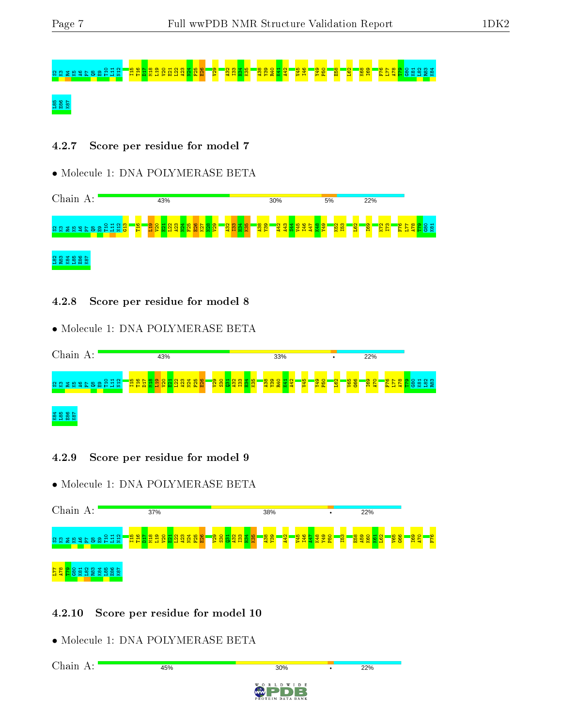S2 K3 R4 K5 A6 P7 Q8 E9 T10 L11 N12 I15 T16 D17 M18 L19 V20 E21 L22 A23 N24 F25 E26 V29 A32 I33 H34 K35 A38 Y39 R40 K41 A42 V45 I46 Y49 P50 E58 L62 K68 I69 F76 L77 A78 T79 G80 K81 L82 R83 K84

L85 E86 K87

### 4.2.7 Score per residue for model 7

• Molecule 1: DNA POLYMERASE BETA

Chain A: 43% 30% 5% 22%

S2 K3 R4 K5 A6 P7 Q8 E9 T10 L11 N12 G13 T16 L19 V20 E21 L22 A23 N24 F25 E26 K27 N28 V29 A32 I33 H34 K35 A38 Y39 A42 A43 S44 V45 I46 A47 K48 Y49 K52 I53 L62 I69 K72 I73 F76 L77 A78 T79 G80 K81

L82 R83 K84 L85 E86 K87

### 4.2.8 Score per residue for model 8

• Molecule 1: DNA POLYMERASE BETA

Chain A: 43% 33% • 22%

S2 K3 R4 K5 A6 P7 Q8 E9 T10 L11 N12 I15 T16 D17 M18 L19 V20 E21 L22 A23 N24 F25 E26 V29 S30 Q31 A32 I33 H34 K35 A38 Y39 R40 K41 A42 V45 Y49 P50 L62 V65 G66 I69 A70 F76 L77 A78 T79 G80 K81 L82 R83

K84 L85 E86 K87

### 4.2.9 Score per residue for model 9

• Molecule 1: DNA POLYMERASE BETA

Chain A: 37% 38% • 22%

S2 K3 R4 K5 A6 P7 Q8 E9 T10 L11 N12 I15 T16 D17 M18 L19 V20 E21 L22 A23 N24 F25 E26 V29 S30 Q31 A32 I33 H34 K35 A38 Y39 A42 V45 I46 A47 K48 Y49 P50 I53 E58 A59 K60 K61 L62 V65 G66 I69 A70 F76

L77 A78 T79 G80 K81 L82 R83 K84 L85 E86 K87

### 4.2.10 Score per residue for model 10

• Molecule 1: DNA POLYMERASE BETA

Chain A: 45% 30% • 22%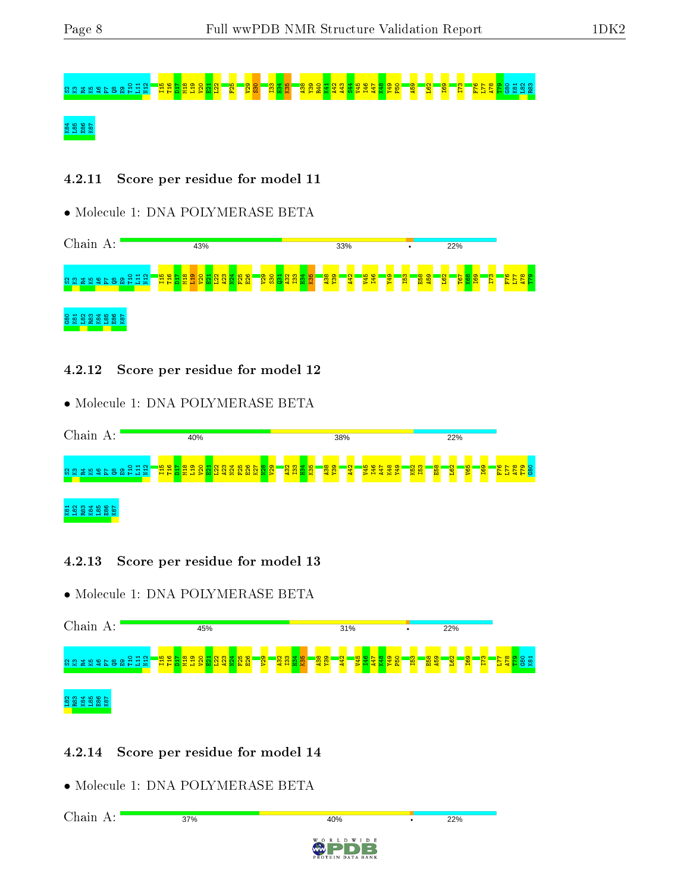S2 K3 R4 K5 A6 P7 Q8 E9 T10 L11 N12 I15 T16 D17 M18 L19 V20 E21 L22 F25 V29 S30 I33 H34 K35 A38 Y39 R40 K41 A42 A43 S44 V45 I46 A47 K48 Y49 F50 A59 L62 I69 I73 F76 L77 A78 T79 G80 K81 L82 R83

K84 L85 E86 K87

### 4.2.11 Score per residue for model 11

- Molecule 1: DNA POLYMERASE BETA

Chain A: 43% | 33% | • | 22%

S2 K3 R4 K5 A6 P7 Q8 E9 T10 L11 N12 I15 T16 D17 M18 L19 V20 E21 L22 A23 N24 F25 E26 V29 S30 Q31 A32 I33 H34 K35 A38 Y39 A42 V45 I46 Y49 I53 E58 A59 L62 T67 K68 I69 I73 F76 L77 A78 T79

G80 K81 L82 R83 K84 L85 E86 K87

### 4.2.12 Score per residue for model 12

- Molecule 1: DNA POLYMERASE BETA

Chain A: 40% | 38% | 22%

S2 K3 R4 K5 A6 P7 Q8 E9 T10 L11 N12 I15 T16 D17 M18 L19 V20 E21 L22 A23 N24 F25 E26 K27 N28 V29 A32 I33 H34 K35 A38 Y39 A42 V45 I46 A47 K48 Y49 K52 I53 E58 L62 V65 I69 F76 L77 A78 T79 G80

K81 L82 R83 K84 L85 E86 K87

### 4.2.13 Score per residue for model 13

- Molecule 1: DNA POLYMERASE BETA

Chain A: 45% | 31% | • | 22%

S2 K3 R4 K5 A6 P7 Q8 E9 T10 L11 N12 I15 T16 D17 M18 L19 V20 E21 L22 A23 N24 F25 E26 V29 A32 I33 H34 K35 A38 Y39 A42 V45 I46 A47 K48 Y49 F50 I53 E58 A59 L62 I69 I73 L77 A78 T79 G80 K81

L82 R83 K84 L85 E86 K87

### 4.2.14 Score per residue for model 14

- Molecule 1: DNA POLYMERASE BETA

Chain A: 37% | 40% | • | 22%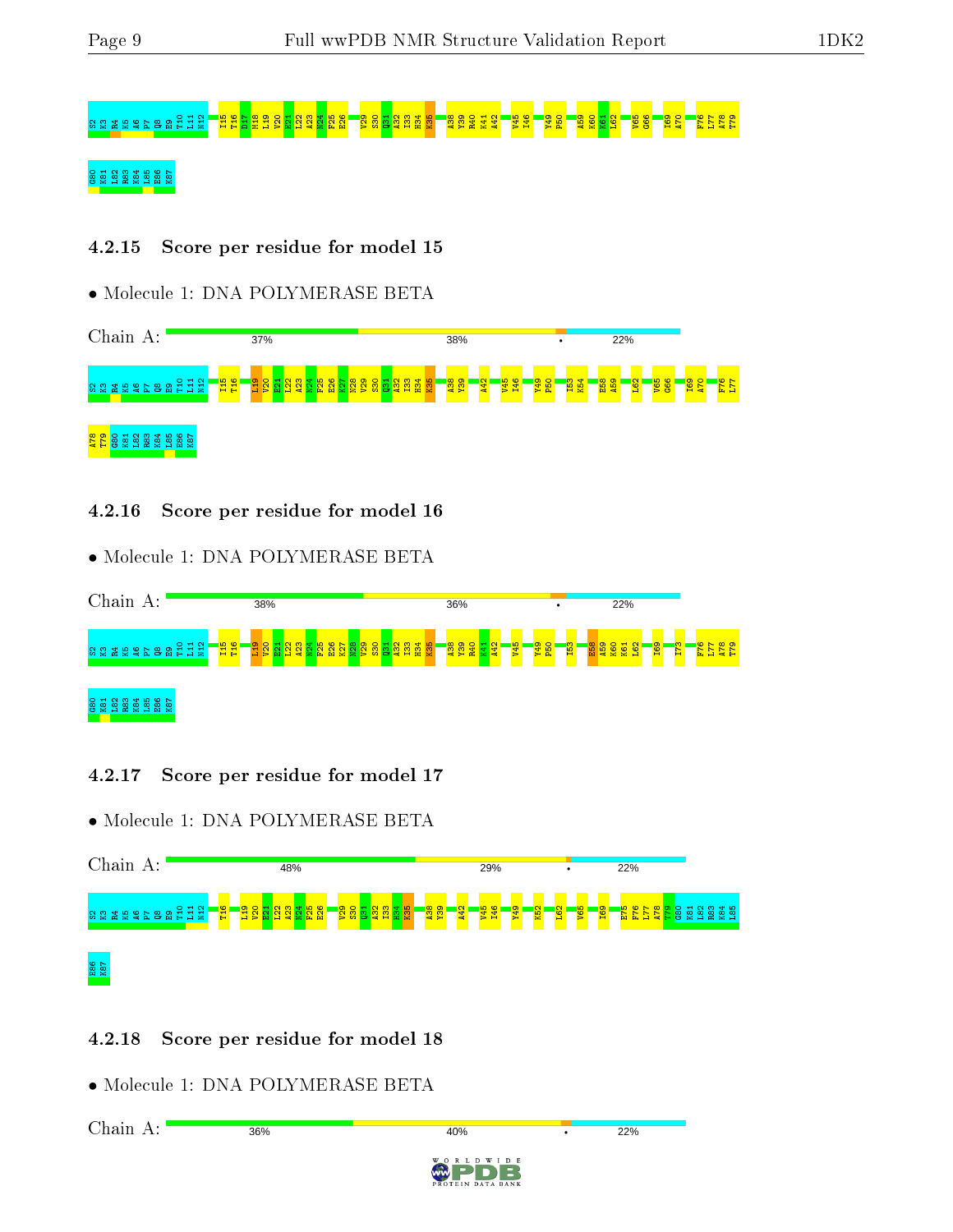S2 K3 R4 K5 A6 P7 Q8 E9 T10 L11 N12 I15 T16 D17 M18 L19 V20 E21 L22 A23 N24 F25 E26 V29 S30 Q31 A32 I33 H34 K35 A38 Y39 R40 K41 A42 V45 I46 Y49 P50 A59 K60 K61 L62 V65 G66 I69 A70 F76 L77 A78 T79

G80 K81 L82 R83 K84 L85 E86 K87

### 4.2.15 Score per residue for model 15

- Molecule 1: DNA POLYMERASE BETA

Chain A: 37% 38% • 22%

S2 K3 R4 K5 A6 P7 Q8 E9 T10 L11 N12 I15 T16 L19 V20 E21 L22 A23 N24 F25 E26 K27 N28 V29 S30 Q31 A32 I33 H34 K35 A38 Y39 A42 V45 I46 Y49 P50 I53 K54 E58 A59 L62 V65 G66 I69 A70 F76 L77

A78 T79 G80 K81 L82 R83 K84 L85 E86 K87

### 4.2.16 Score per residue for model 16

- Molecule 1: DNA POLYMERASE BETA

Chain A: 38% 36% • 22%

S2 K3 R4 K5 A6 P7 Q8 E9 T10 L11 N12 I15 T16 L19 V20 E21 L22 A23 N24 F25 E26 K27 N28 V29 S30 Q31 A32 I33 H34 K35 A38 Y39 R40 K41 A42 V45 Y49 P50 I53 E58 A59 K60 K61 L62 I69 I73 F76 L77 A78 T79

G80 K81 L82 R83 K84 L85 E86 K87

### 4.2.17 Score per residue for model 17

- Molecule 1: DNA POLYMERASE BETA

Chain A: 48% 29% • 22%

S2 K3 R4 K5 A6 P7 Q8 E9 T10 L11 N12 T16 L19 V20 E21 L22 A23 N24 F25 E26 V29 S30 Q31 A32 I33 H34 K35 A38 Y39 A42 V45 I46 Y49 K52 L62 V65 I69 E75 F76 L77 A78 T79 G80 K81 L82 R83 K84 L85

E86 K87

### 4.2.18 Score per residue for model 18

- Molecule 1: DNA POLYMERASE BETA

Chain A: 36% 40% • 22%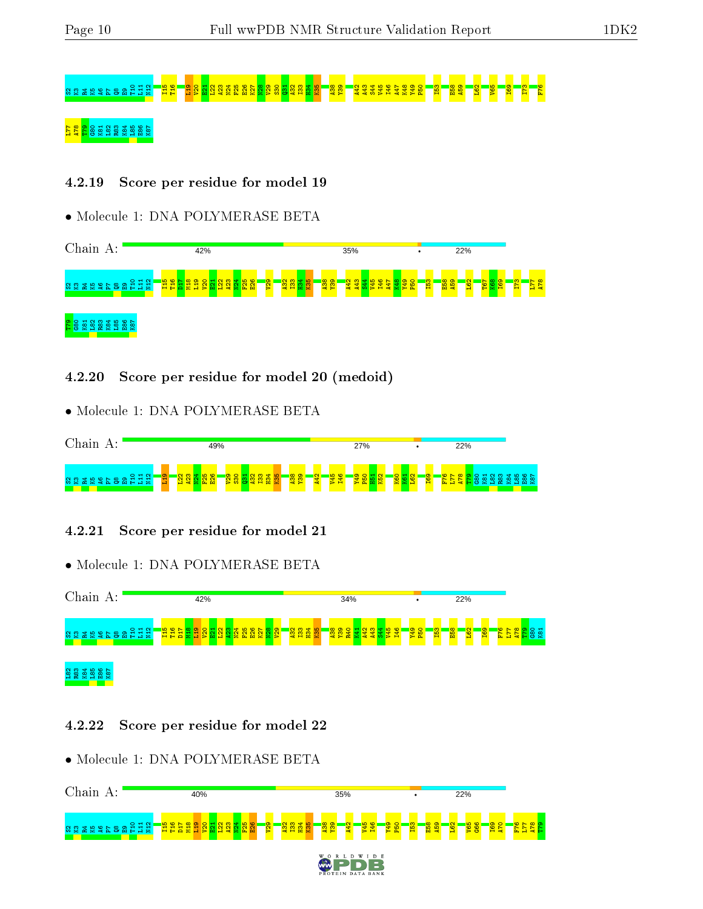S2 K3 R4 K5 A6 P7 Q8 E9 T10 L11 N12 I15 T16 L19 V20 E21 L22 A23 N24 F25 E26 K27 N28 V29 S30 Q31 A32 I33 H34 K35 A38 Y39 A42 A43 S44 V45 I46 A47 K48 Y49 P50 I53 E58 A59 L62 V65 I69 I73 F76

L77 A78 T79 G80 K81 L82 R83 K84 L85 E86 K87

### 4.2.19 Score per residue for model 19

- Molecule 1: DNA POLYMERASE BETA

Chain A: 42% | 35% | • | 22%

S2 K3 R4 K5 A6 P7 Q8 E9 T10 L11 N12 I15 T16 D17 M18 L19 V20 E21 L22 A23 N24 F25 E26 V29 A32 I33 H34 K35 A38 Y39 A42 A43 S44 V45 I46 A47 K48 Y49 P50 I53 E58 A59 L62 T67 K68 I69 I73 L77 A78

T79 G80 K81 L82 R83 K84 L85 E86 K87

### 4.2.20 Score per residue for model 20 (medoid)

- Molecule 1: DNA POLYMERASE BETA

Chain A: 49% | 27% | • | 22%

S2 K3 R4 K5 A6 P7 Q8 E9 T10 L11 N12 L19 L22 A23 N24 F25 E26 V29 S30 Q31 A32 I33 H34 K35 A38 Y39 A42 V45 I46 Y49 P50 H51 K52 K60 K61 L62 I69 F76 L77 A78 T79 G80 K81 L82 R83 K84 L85 E86 K87

### 4.2.21 Score per residue for model 21

- Molecule 1: DNA POLYMERASE BETA

Chain A: 42% | 34% | • | 22%

S2 K3 R4 K5 A6 P7 Q8 E9 T10 L11 N12 I15 T16 D17 M18 L19 V20 E21 L22 A23 N24 F25 E26 K27 N28 V29 A32 I33 H34 K35 A38 Y39 R40 K41 A42 A43 S44 V45 I46 Y49 P50 I53 E58 L62 I69 F76 L77 A78 T79 G80 K81

L82 R83 K84 L85 E86 K87

### 4.2.22 Score per residue for model 22

- Molecule 1: DNA POLYMERASE BETA

Chain A: 40% | 35% | • | 22%

S2 K3 R4 K5 A6 P7 Q8 E9 T10 L11 N12 I15 T16 D17 M18 L19 V20 E21 L22 A23 N24 F25 E26 V29 A32 I33 H34 K35 A38 Y39 A42 V45 I46 Y49 P50 I53 E58 A59 L62 V65 G66 I69 A70 F76 L77 A78 T79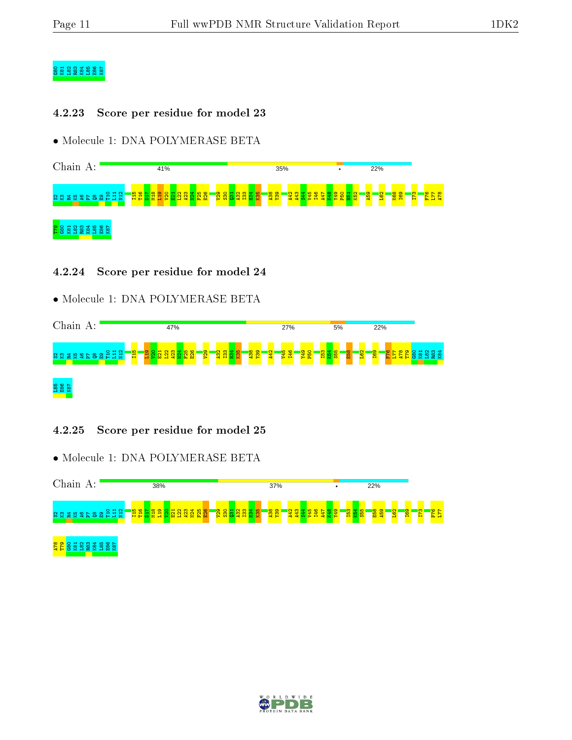G80
K81
L82
R83
K84
L85
E86
K87

### 4.2.23 Score per residue for model 23

• Molecule 1: DNA POLYMERASE BETA

Chain A: 41% 35% • 22%

S2 K3 R4 K5 A6 P7 Q8 E9 T10 L11 N12 I15 T16 D17 M18 L19 V20 E21 L22 A23 N24 F25 E26 V29 S30 Q31 A32 I33 H34 K35 A38 Y39 A42 A43 S44 V45 I46 A47 K48 Y49 P50 H51 K52 A59 L62 K68 I69 I73 F76 L77 A78

T79 G80 K81 L82 R83 K84 L85 E86 K87

### 4.2.24 Score per residue for model 24

• Molecule 1: DNA POLYMERASE BETA

Chain A: 47% 27% 5% 22%

S2 K3 R4 K5 A6 P7 Q8 E9 T10 L11 N12 I15 L19 V20 E21 L22 A23 N24 F25 E26 V29 A32 I33 H34 K35 A38 Y39 A42 V45 I46 Y49 P50 I53 K54 S55 E58 L62 I69 F76 L77 A78 T79 G80 K81 L82 R83 K84

L85 E86 K87

### 4.2.25 Score per residue for model 25

• Molecule 1: DNA POLYMERASE BETA

Chain A: 38% 37% • 22%

S2 K3 R4 K5 A6 P7 Q8 E9 T10 L11 N12 I15 T16 D17 M18 L19 V20 E21 L22 A23 N24 F25 E26 V29 S30 Q31 A32 I33 H34 K35 A38 Y39 A42 A43 S44 V45 I46 A47 K48 Y49 I53 K54 S55 E58 A59 L62 I69 I73 F76 L77

A78 T79 G80 K81 L82 R83 K84 L85 E86 K87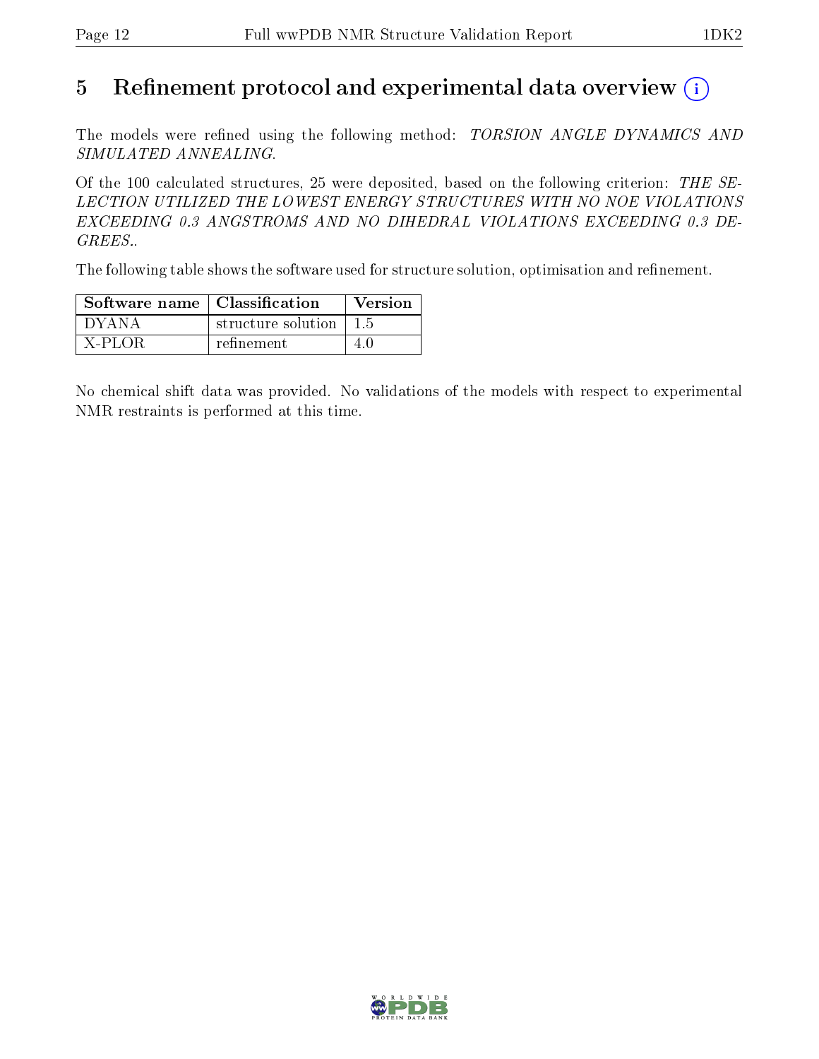# 5 Refinement protocol and experimental data overview (i)

The models were refined using the following method: *TORSION ANGLE DYNAMICS AND SIMULATED ANNEALING*.

Of the 100 calculated structures, 25 were deposited, based on the following criterion: *THE SELECTION UTILIZED THE LOWEST ENERGY STRUCTURES WITH NO NOE VIOLATIONS EXCEEDING 0.3 ANGSTROMS AND NO DIHEDRAL VIOLATIONS EXCEEDING 0.3 DEGREES.*.

The following table shows the software used for structure solution, optimisation and refinement.

| Software name | Classification | Version |
|---|---|---|
| DYANA | structure solution | 1.5 |
| X-PLOR | refinement | 4.0 |

No chemical shift data was provided. No validations of the models with respect to experimental NMR restraints is performed at this time.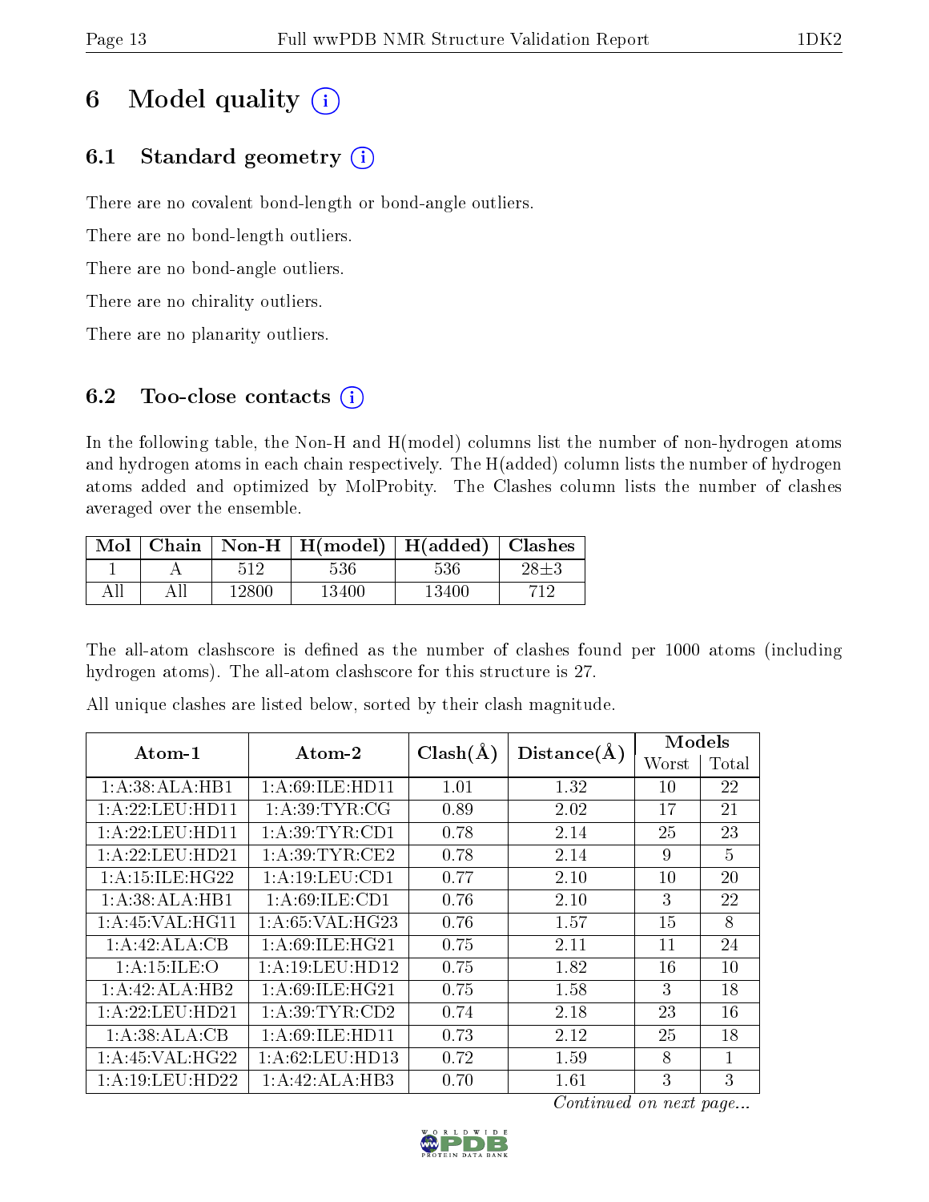# 6 Model quality (i)

## 6.1 Standard geometry (i)

There are no covalent bond-length or bond-angle outliers.

There are no bond-length outliers.

There are no bond-angle outliers.

There are no chirality outliers.

There are no planarity outliers.

## 6.2 Too-close contacts (i)

In the following table, the Non-H and H(model) columns list the number of non-hydrogen atoms and hydrogen atoms in each chain respectively. The H(added) column lists the number of hydrogen atoms added and optimized by MolProbity. The Clashes column lists the number of clashes averaged over the ensemble.

| Mol | Chain | Non-H | H(model) | H(added) | Clashes |
|---|---|---|---|---|---|
| 1 | A | 512 | 536 | 536 | 28±3 |
| All | All | 12800 | 13400 | 13400 | 712 |

The all-atom clashscore is defined as the number of clashes found per 1000 atoms (including hydrogen atoms). The all-atom clashscore for this structure is 27.

All unique clashes are listed below, sorted by their clash magnitude.

| Atom-1 | Atom-2 | Clash(Å) | Distance(Å) | Models | |
|---|---|---|---|---|---|
| | | | | Worst | Total |
| 1:A:38:ALA:HB1 | 1:A:69:ILE:HD11 | 1.01 | 1.32 | 10 | 22 |
| 1:A:22:LEU:HD11 | 1:A:39:TYR:CG | 0.89 | 2.02 | 17 | 21 |
| 1:A:22:LEU:HD11 | 1:A:39:TYR:CD1 | 0.78 | 2.14 | 25 | 23 |
| 1:A:22:LEU:HD21 | 1:A:39:TYR:CE2 | 0.78 | 2.14 | 9 | 5 |
| 1:A:15:ILE:HG22 | 1:A:19:LEU:CD1 | 0.77 | 2.10 | 10 | 20 |
| 1:A:38:ALA:HB1 | 1:A:69:ILE:CD1 | 0.76 | 2.10 | 3 | 22 |
| 1:A:45:VAL:HG11 | 1:A:65:VAL:HG23 | 0.76 | 1.57 | 15 | 8 |
| 1:A:42:ALA:CB | 1:A:69:ILE:HG21 | 0.75 | 2.11 | 11 | 24 |
| 1:A:15:ILE:O | 1:A:19:LEU:HD12 | 0.75 | 1.82 | 16 | 10 |
| 1:A:42:ALA:HB2 | 1:A:69:ILE:HG21 | 0.75 | 1.58 | 3 | 18 |
| 1:A:22:LEU:HD21 | 1:A:39:TYR:CD2 | 0.74 | 2.18 | 23 | 16 |
| 1:A:38:ALA:CB | 1:A:69:ILE:HD11 | 0.73 | 2.12 | 25 | 18 |
| 1:A:45:VAL:HG22 | 1:A:62:LEU:HD13 | 0.72 | 1.59 | 8 | 1 |
| 1:A:19:LEU:HD22 | 1:A:42:ALA:HB3 | 0.70 | 1.61 | 3 | 3 |

*Continued on next page...*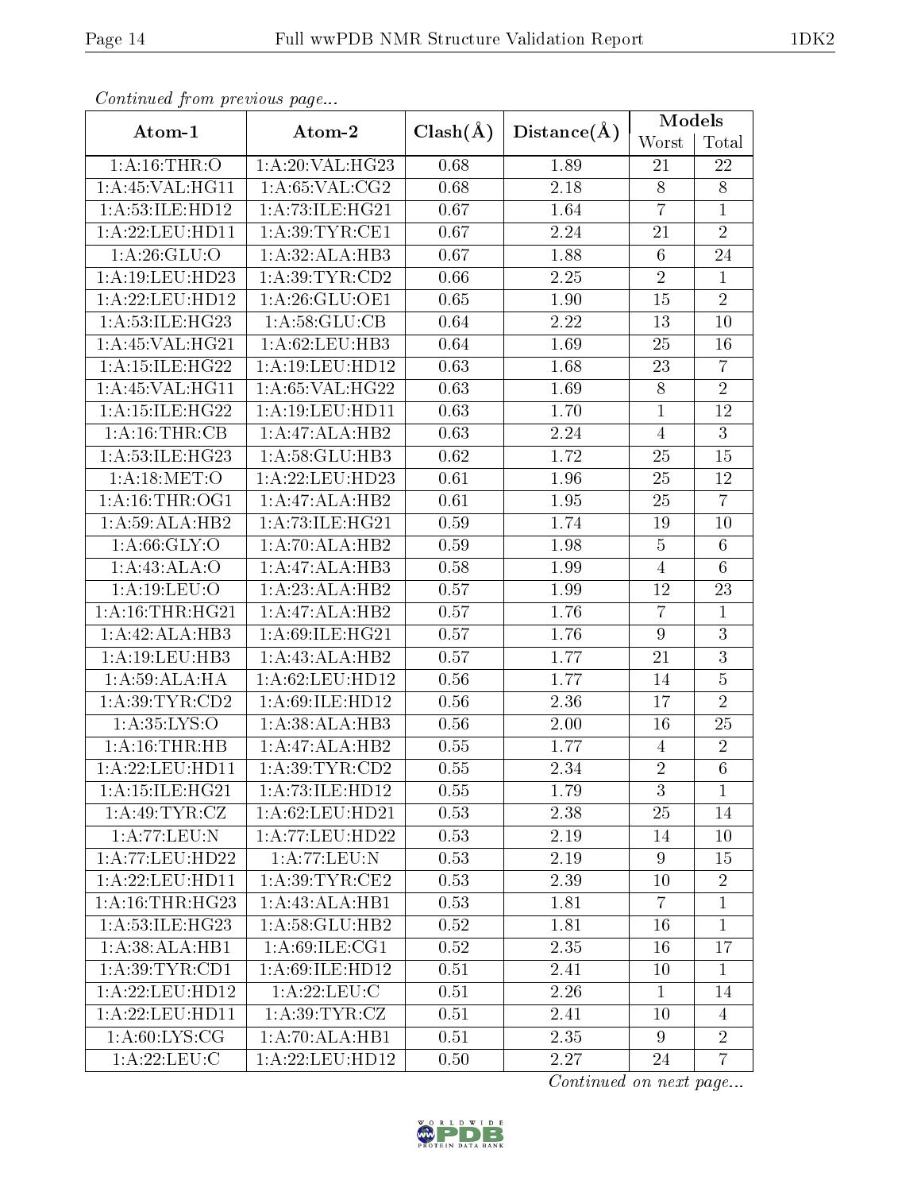*Continued from previous page...*

| Atom-1 | Atom-2 | Clash(Å) | Distance(Å) | Models | |
|---|---|---|---|---|---|
| | | | | Worst | Total |
| 1:A:16:THR:O | 1:A:20:VAL:HG23 | 0.68 | 1.89 | 21 | 22 |
| 1:A:45:VAL:HG11 | 1:A:65:VAL:CG2 | 0.68 | 2.18 | 8 | 8 |
| 1:A:53:ILE:HD12 | 1:A:73:ILE:HG21 | 0.67 | 1.64 | 7 | 1 |
| 1:A:22:LEU:HD11 | 1:A:39:TYR:CE1 | 0.67 | 2.24 | 21 | 2 |
| 1:A:26:GLU:O | 1:A:32:ALA:HB3 | 0.67 | 1.88 | 6 | 24 |
| 1:A:19:LEU:HD23 | 1:A:39:TYR:CD2 | 0.66 | 2.25 | 2 | 1 |
| 1:A:22:LEU:HD12 | 1:A:26:GLU:OE1 | 0.65 | 1.90 | 15 | 2 |
| 1:A:53:ILE:HG23 | 1:A:58:GLU:CB | 0.64 | 2.22 | 13 | 10 |
| 1:A:45:VAL:HG21 | 1:A:62:LEU:HB3 | 0.64 | 1.69 | 25 | 16 |
| 1:A:15:ILE:HG22 | 1:A:19:LEU:HD12 | 0.63 | 1.68 | 23 | 7 |
| 1:A:45:VAL:HG11 | 1:A:65:VAL:HG22 | 0.63 | 1.69 | 8 | 2 |
| 1:A:15:ILE:HG22 | 1:A:19:LEU:HD11 | 0.63 | 1.70 | 1 | 12 |
| 1:A:16:THR:CB | 1:A:47:ALA:HB2 | 0.63 | 2.24 | 4 | 3 |
| 1:A:53:ILE:HG23 | 1:A:58:GLU:HB3 | 0.62 | 1.72 | 25 | 15 |
| 1:A:18:MET:O | 1:A:22:LEU:HD23 | 0.61 | 1.96 | 25 | 12 |
| 1:A:16:THR:OG1 | 1:A:47:ALA:HB2 | 0.61 | 1.95 | 25 | 7 |
| 1:A:59:ALA:HB2 | 1:A:73:ILE:HG21 | 0.59 | 1.74 | 19 | 10 |
| 1:A:66:GLY:O | 1:A:70:ALA:HB2 | 0.59 | 1.98 | 5 | 6 |
| 1:A:43:ALA:O | 1:A:47:ALA:HB3 | 0.58 | 1.99 | 4 | 6 |
| 1:A:19:LEU:O | 1:A:23:ALA:HB2 | 0.57 | 1.99 | 12 | 23 |
| 1:A:16:THR:HG21 | 1:A:47:ALA:HB2 | 0.57 | 1.76 | 7 | 1 |
| 1:A:42:ALA:HB3 | 1:A:69:ILE:HG21 | 0.57 | 1.76 | 9 | 3 |
| 1:A:19:LEU:HB3 | 1:A:43:ALA:HB2 | 0.57 | 1.77 | 21 | 3 |
| 1:A:59:ALA:HA | 1:A:62:LEU:HD12 | 0.56 | 1.77 | 14 | 5 |
| 1:A:39:TYR:CD2 | 1:A:69:ILE:HD12 | 0.56 | 2.36 | 17 | 2 |
| 1:A:35:LYS:O | 1:A:38:ALA:HB3 | 0.56 | 2.00 | 16 | 25 |
| 1:A:16:THR:HB | 1:A:47:ALA:HB2 | 0.55 | 1.77 | 4 | 2 |
| 1:A:22:LEU:HD11 | 1:A:39:TYR:CD2 | 0.55 | 2.34 | 2 | 6 |
| 1:A:15:ILE:HG21 | 1:A:73:ILE:HD12 | 0.55 | 1.79 | 3 | 1 |
| 1:A:49:TYR:CZ | 1:A:62:LEU:HD21 | 0.53 | 2.38 | 25 | 14 |
| 1:A:77:LEU:N | 1:A:77:LEU:HD22 | 0.53 | 2.19 | 14 | 10 |
| 1:A:77:LEU:HD22 | 1:A:77:LEU:N | 0.53 | 2.19 | 9 | 15 |
| 1:A:22:LEU:HD11 | 1:A:39:TYR:CE2 | 0.53 | 2.39 | 10 | 2 |
| 1:A:16:THR:HG23 | 1:A:43:ALA:HB1 | 0.53 | 1.81 | 7 | 1 |
| 1:A:53:ILE:HG23 | 1:A:58:GLU:HB2 | 0.52 | 1.81 | 16 | 1 |
| 1:A:38:ALA:HB1 | 1:A:69:ILE:CG1 | 0.52 | 2.35 | 16 | 17 |
| 1:A:39:TYR:CD1 | 1:A:69:ILE:HD12 | 0.51 | 2.41 | 10 | 1 |
| 1:A:22:LEU:HD12 | 1:A:22:LEU:C | 0.51 | 2.26 | 1 | 14 |
| 1:A:22:LEU:HD11 | 1:A:39:TYR:CZ | 0.51 | 2.41 | 10 | 4 |
| 1:A:60:LYS:CG | 1:A:70:ALA:HB1 | 0.51 | 2.35 | 9 | 2 |
| 1:A:22:LEU:C | 1:A:22:LEU:HD12 | 0.50 | 2.27 | 24 | 7 |

*Continued on next page...*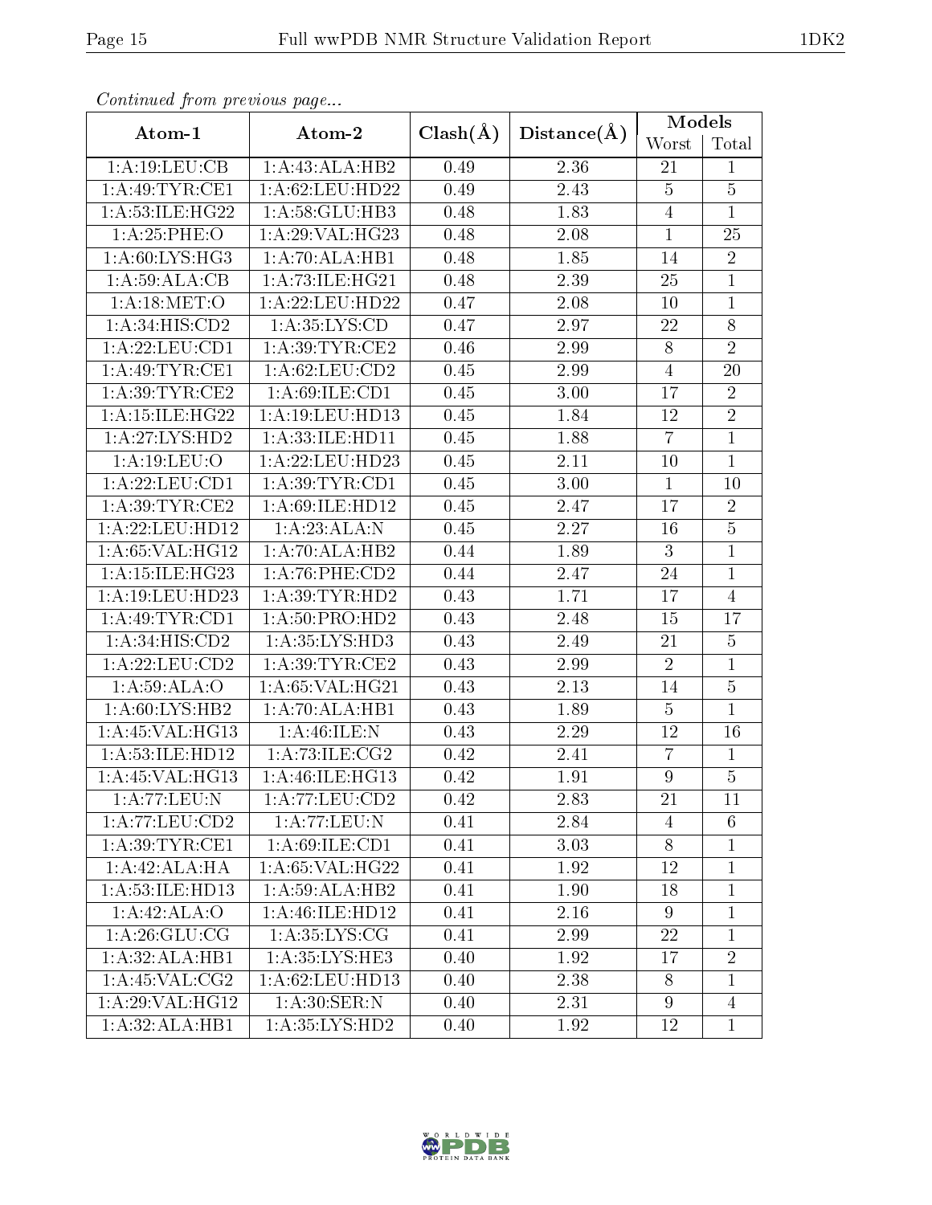*Continued from previous page...*

| Atom-1 | Atom-2 | Clash(Å) | Distance(Å) | Models | |
|---|---|---|---|---|---|
| | | | | Worst | Total |
| 1:A:19:LEU:CB | 1:A:43:ALA:HB2 | 0.49 | 2.36 | 21 | 1 |
| 1:A:49:TYR:CE1 | 1:A:62:LEU:HD22 | 0.49 | 2.43 | 5 | 5 |
| 1:A:53:ILE:HG22 | 1:A:58:GLU:HB3 | 0.48 | 1.83 | 4 | 1 |
| 1:A:25:PHE:O | 1:A:29:VAL:HG23 | 0.48 | 2.08 | 1 | 25 |
| 1:A:60:LYS:HG3 | 1:A:70:ALA:HB1 | 0.48 | 1.85 | 14 | 2 |
| 1:A:59:ALA:CB | 1:A:73:ILE:HG21 | 0.48 | 2.39 | 25 | 1 |
| 1:A:18:MET:O | 1:A:22:LEU:HD22 | 0.47 | 2.08 | 10 | 1 |
| 1:A:34:HIS:CD2 | 1:A:35:LYS:CD | 0.47 | 2.97 | 22 | 8 |
| 1:A:22:LEU:CD1 | 1:A:39:TYR:CE2 | 0.46 | 2.99 | 8 | 2 |
| 1:A:49:TYR:CE1 | 1:A:62:LEU:CD2 | 0.45 | 2.99 | 4 | 20 |
| 1:A:39:TYR:CE2 | 1:A:69:ILE:CD1 | 0.45 | 3.00 | 17 | 2 |
| 1:A:15:ILE:HG22 | 1:A:19:LEU:HD13 | 0.45 | 1.84 | 12 | 2 |
| 1:A:27:LYS:HD2 | 1:A:33:ILE:HD11 | 0.45 | 1.88 | 7 | 1 |
| 1:A:19:LEU:O | 1:A:22:LEU:HD23 | 0.45 | 2.11 | 10 | 1 |
| 1:A:22:LEU:CD1 | 1:A:39:TYR:CD1 | 0.45 | 3.00 | 1 | 10 |
| 1:A:39:TYR:CE2 | 1:A:69:ILE:HD12 | 0.45 | 2.47 | 17 | 2 |
| 1:A:22:LEU:HD12 | 1:A:23:ALA:N | 0.45 | 2.27 | 16 | 5 |
| 1:A:65:VAL:HG12 | 1:A:70:ALA:HB2 | 0.44 | 1.89 | 3 | 1 |
| 1:A:15:ILE:HG23 | 1:A:76:PHE:CD2 | 0.44 | 2.47 | 24 | 1 |
| 1:A:19:LEU:HD23 | 1:A:39:TYR:HD2 | 0.43 | 1.71 | 17 | 4 |
| 1:A:49:TYR:CD1 | 1:A:50:PRO:HD2 | 0.43 | 2.48 | 15 | 17 |
| 1:A:34:HIS:CD2 | 1:A:35:LYS:HD3 | 0.43 | 2.49 | 21 | 5 |
| 1:A:22:LEU:CD2 | 1:A:39:TYR:CE2 | 0.43 | 2.99 | 2 | 1 |
| 1:A:59:ALA:O | 1:A:65:VAL:HG21 | 0.43 | 2.13 | 14 | 5 |
| 1:A:60:LYS:HB2 | 1:A:70:ALA:HB1 | 0.43 | 1.89 | 5 | 1 |
| 1:A:45:VAL:HG13 | 1:A:46:ILE:N | 0.43 | 2.29 | 12 | 16 |
| 1:A:53:ILE:HD12 | 1:A:73:ILE:CG2 | 0.42 | 2.41 | 7 | 1 |
| 1:A:45:VAL:HG13 | 1:A:46:ILE:HG13 | 0.42 | 1.91 | 9 | 5 |
| 1:A:77:LEU:N | 1:A:77:LEU:CD2 | 0.42 | 2.83 | 21 | 11 |
| 1:A:77:LEU:CD2 | 1:A:77:LEU:N | 0.41 | 2.84 | 4 | 6 |
| 1:A:39:TYR:CE1 | 1:A:69:ILE:CD1 | 0.41 | 3.03 | 8 | 1 |
| 1:A:42:ALA:HA | 1:A:65:VAL:HG22 | 0.41 | 1.92 | 12 | 1 |
| 1:A:53:ILE:HD13 | 1:A:59:ALA:HB2 | 0.41 | 1.90 | 18 | 1 |
| 1:A:42:ALA:O | 1:A:46:ILE:HD12 | 0.41 | 2.16 | 9 | 1 |
| 1:A:26:GLU:CG | 1:A:35:LYS:CG | 0.41 | 2.99 | 22 | 1 |
| 1:A:32:ALA:HB1 | 1:A:35:LYS:HE3 | 0.40 | 1.92 | 17 | 2 |
| 1:A:45:VAL:CG2 | 1:A:62:LEU:HD13 | 0.40 | 2.38 | 8 | 1 |
| 1:A:29:VAL:HG12 | 1:A:30:SER:N | 0.40 | 2.31 | 9 | 4 |
| 1:A:32:ALA:HB1 | 1:A:35:LYS:HD2 | 0.40 | 1.92 | 12 | 1 |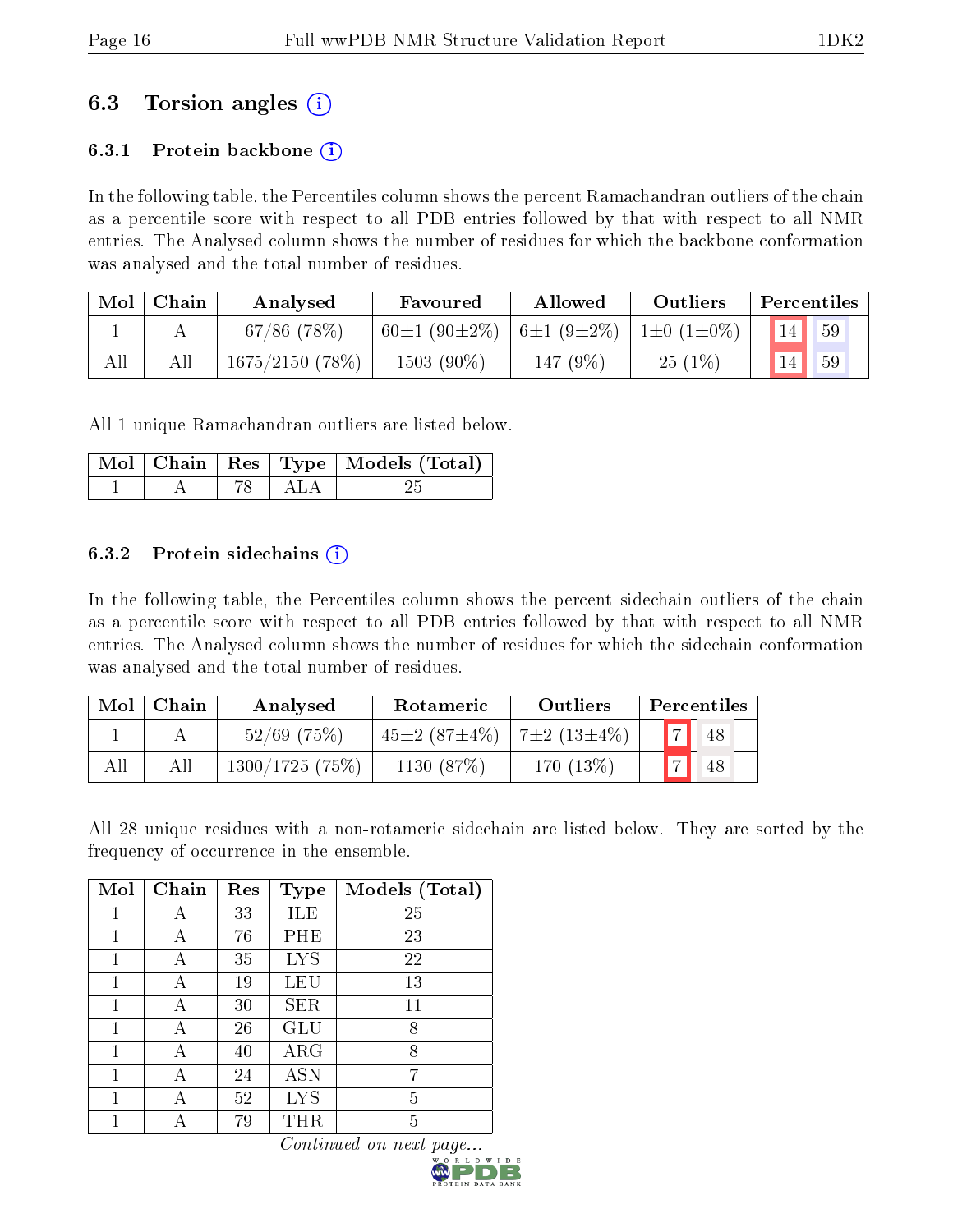## 6.3 Torsion angles (i)

### 6.3.1 Protein backbone (i)

In the following table, the Percentiles column shows the percent Ramachandran outliers of the chain as a percentile score with respect to all PDB entries followed by that with respect to all NMR entries. The Analysed column shows the number of residues for which the backbone conformation was analysed and the total number of residues.

| Mol | Chain | Analysed | Favoured | Allowed | Outliers | Percentiles | |
|---|---|---|---|---|---|---|---|
| 1 | A | 67/86 (78%) | 60±1 (90±2%) | 6±1 (9±2%) | 1±0 (1±0%) | 14 | 59 |
| All | All | 1675/2150 (78%) | 1503 (90%) | 147 (9%) | 25 (1%) | 14 | 59 |

All 1 unique Ramachandran outliers are listed below.

| Mol | Chain | Res | Type | Models (Total) |
|---|---|---|---|---|
| 1 | A | 78 | ALA | 25 |

### 6.3.2 Protein sidechains (i)

In the following table, the Percentiles column shows the percent sidechain outliers of the chain as a percentile score with respect to all PDB entries followed by that with respect to all NMR entries. The Analysed column shows the number of residues for which the sidechain conformation was analysed and the total number of residues.

| Mol | Chain | Analysed | Rotameric | Outliers | Percentiles | |
|---|---|---|---|---|---|---|
| 1 | A | 52/69 (75%) | 45±2 (87±4%) | 7±2 (13±4%) | 7 | 48 |
| All | All | 1300/1725 (75%) | 1130 (87%) | 170 (13%) | 7 | 48 |

All 28 unique residues with a non-rotameric sidechain are listed below. They are sorted by the frequency of occurrence in the ensemble.

| Mol | Chain | Res | Type | Models (Total) |
|---|---|---|---|---|
| 1 | A | 33 | ILE | 25 |
| 1 | A | 76 | PHE | 23 |
| 1 | A | 35 | LYS | 22 |
| 1 | A | 19 | LEU | 13 |
| 1 | A | 30 | SER | 11 |
| 1 | A | 26 | GLU | 8 |
| 1 | A | 40 | ARG | 8 |
| 1 | A | 24 | ASN | 7 |
| 1 | A | 52 | LYS | 5 |
| 1 | A | 79 | THR | 5 |

*Continued on next page...*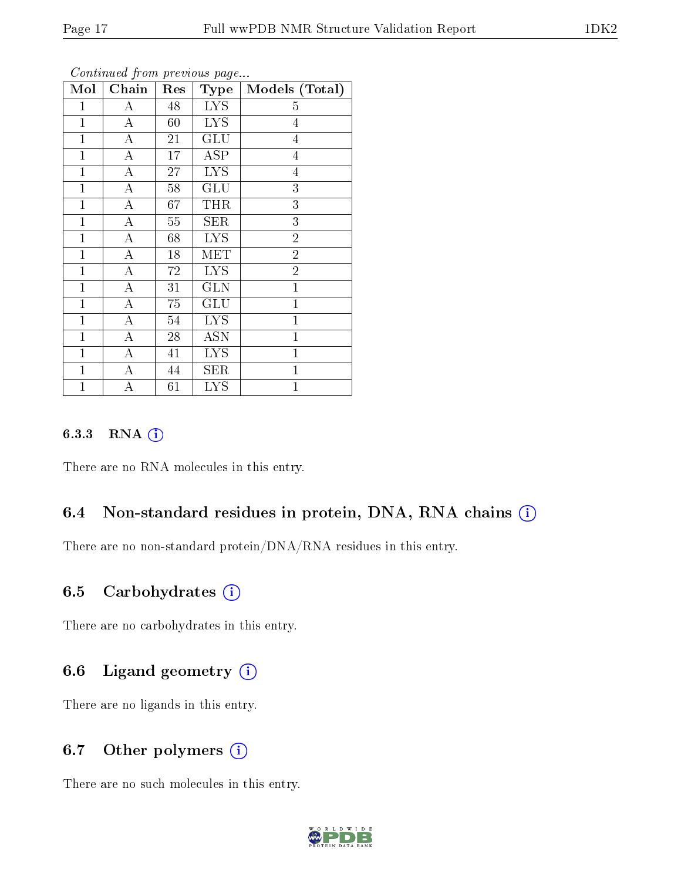*Continued from previous page...*

| Mol | Chain | Res | Type | Models (Total) |
|---|---|---|---|---|
| 1 | A | 48 | LYS | 5 |
| 1 | A | 60 | LYS | 4 |
| 1 | A | 21 | GLU | 4 |
| 1 | A | 17 | ASP | 4 |
| 1 | A | 27 | LYS | 4 |
| 1 | A | 58 | GLU | 3 |
| 1 | A | 67 | THR | 3 |
| 1 | A | 55 | SER | 3 |
| 1 | A | 68 | LYS | 2 |
| 1 | A | 18 | MET | 2 |
| 1 | A | 72 | LYS | 2 |
| 1 | A | 31 | GLN | 1 |
| 1 | A | 75 | GLU | 1 |
| 1 | A | 54 | LYS | 1 |
| 1 | A | 28 | ASN | 1 |
| 1 | A | 41 | LYS | 1 |
| 1 | A | 44 | SER | 1 |
| 1 | A | 61 | LYS | 1 |

#### 6.3.3 RNA

There are no RNA molecules in this entry.

### 6.4 Non-standard residues in protein, DNA, RNA chains

There are no non-standard protein/DNA/RNA residues in this entry.

### 6.5 Carbohydrates

There are no carbohydrates in this entry.

### 6.6 Ligand geometry

There are no ligands in this entry.

### 6.7 Other polymers

There are no such molecules in this entry.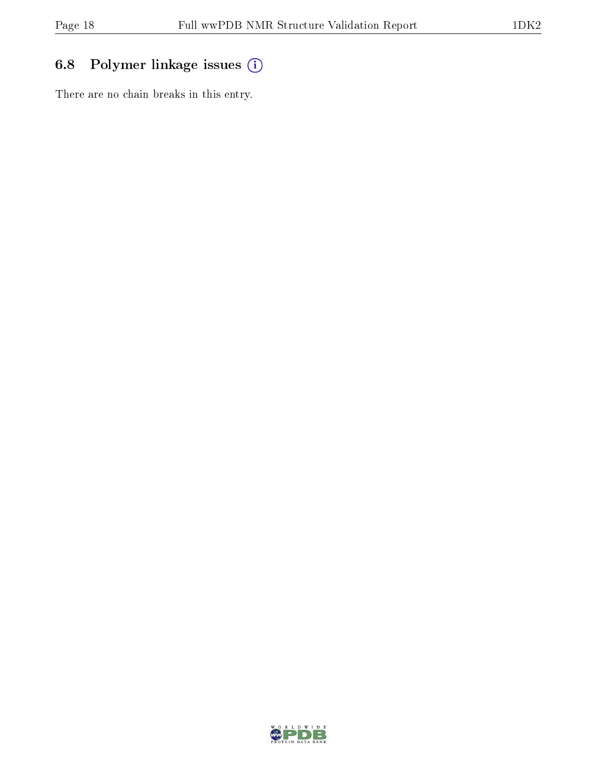### 6.8 Polymer linkage issues

There are no chain breaks in this entry.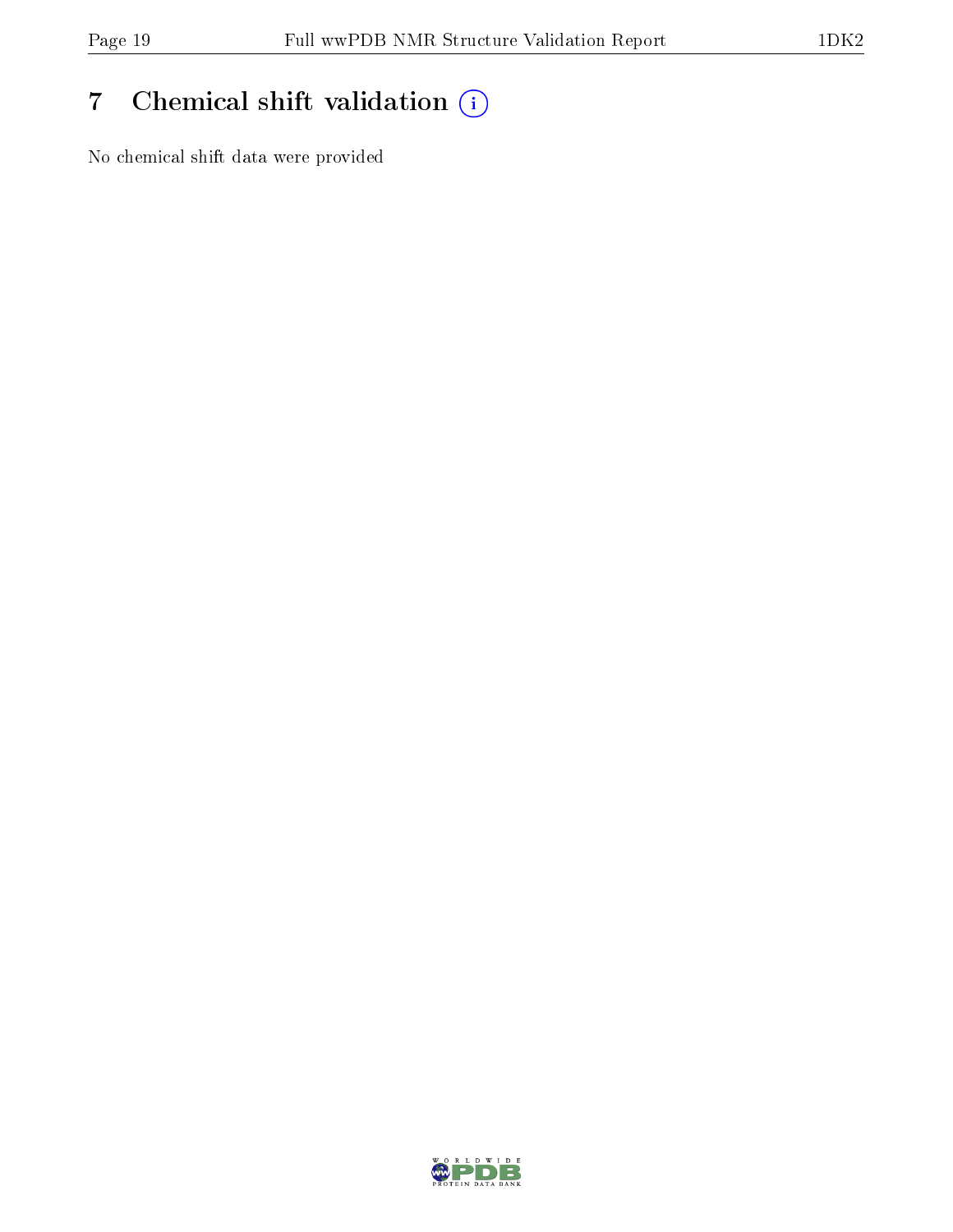# 7 Chemical shift validation

No chemical shift data were provided